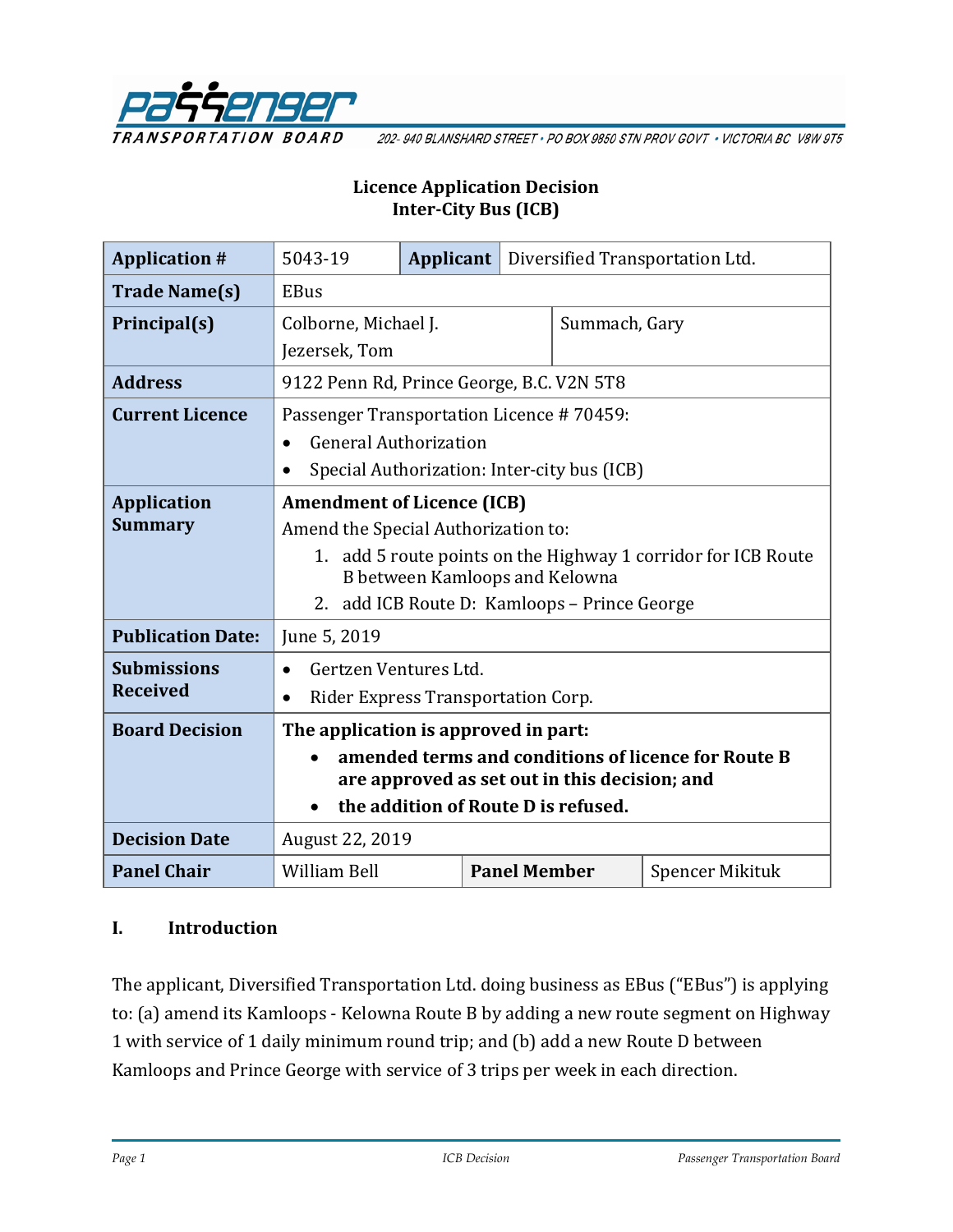Passenger Transportation Board

202- 940 BLANSHARD STREET • PO BOX 9850 STN PROV GOVT • VICTORIA BC V8W 9T5

## Licence Application Decision
## Inter-City Bus (ICB)

| **Application #** | 5043-19 | **Applicant** | Diversified Transportation Ltd. |
|---|---|---|---|
| **Trade Name(s)** | EBus | | |
| **Principal(s)** | Colborne, Michael J.<br>Jezersek, Tom | Summach, Gary | |
| **Address** | 9122 Penn Rd, Prince George, B.C. V2N 5T8 | | |
| **Current Licence** | Passenger Transportation Licence # 70459:<br>• General Authorization<br>• Special Authorization: Inter-city bus (ICB) | | |
| **Application Summary** | **Amendment of Licence (ICB)**<br>Amend the Special Authorization to:<br>1. add 5 route points on the Highway 1 corridor for ICB Route B between Kamloops and Kelowna<br>2. add ICB Route D: Kamloops – Prince George | | |
| **Publication Date:** | June 5, 2019 | | |
| **Submissions Received** | • Gertzen Ventures Ltd.<br>• Rider Express Transportation Corp. | | |
| **Board Decision** | **The application is approved in part:**<br>• **amended terms and conditions of licence for Route B are approved as set out in this decision; and**<br>• **the addition of Route D is refused.** | | |
| **Decision Date** | August 22, 2019 | | |
| **Panel Chair** | William Bell | **Panel Member** | Spencer Mikituk |

## I. Introduction

The applicant, Diversified Transportation Ltd. doing business as EBus ("EBus") is applying to: (a) amend its Kamloops - Kelowna Route B by adding a new route segment on Highway 1 with service of 1 daily minimum round trip; and (b) add a new Route D between Kamloops and Prince George with service of 3 trips per week in each direction.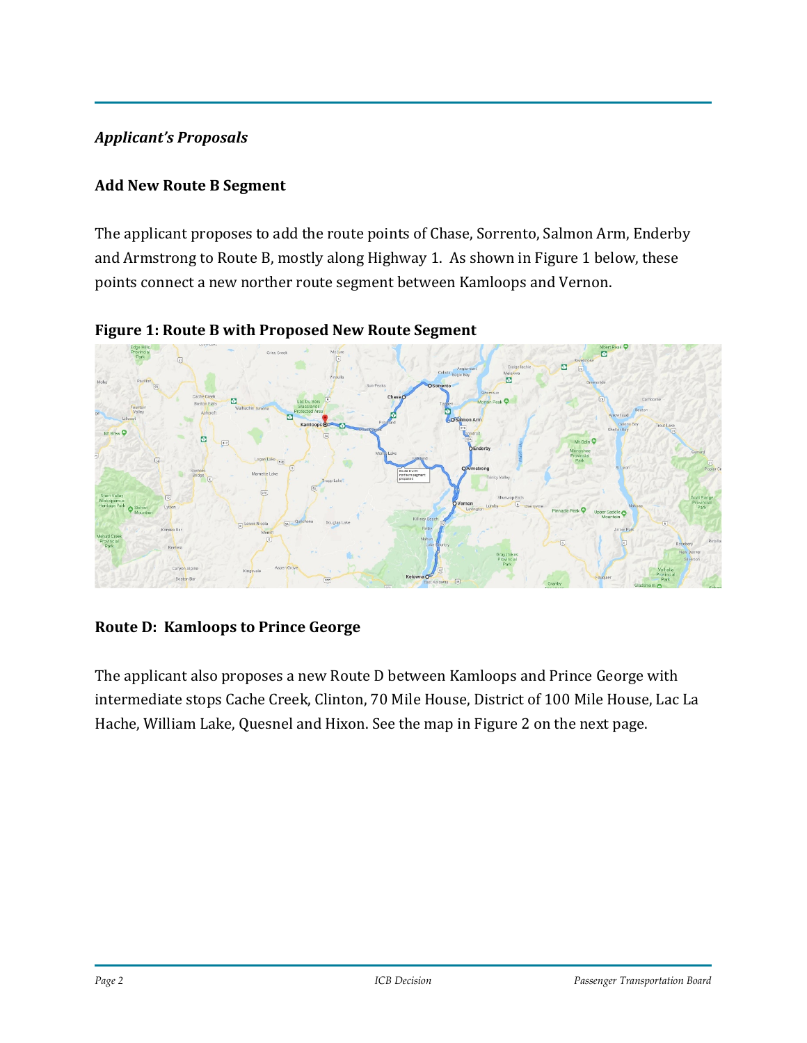*Applicant's Proposals*

### Add New Route B Segment

The applicant proposes to add the route points of Chase, Sorrento, Salmon Arm, Enderby and Armstrong to Route B, mostly along Highway 1. As shown in Figure 1 below, these points connect a new norther route segment between Kamloops and Vernon.

**Figure 1: Route B with Proposed New Route Segment**

### Route D: Kamloops to Prince George

The applicant also proposes a new Route D between Kamloops and Prince George with intermediate stops Cache Creek, Clinton, 70 Mile House, District of 100 Mile House, Lac La Hache, William Lake, Quesnel and Hixon. See the map in Figure 2 on the next page.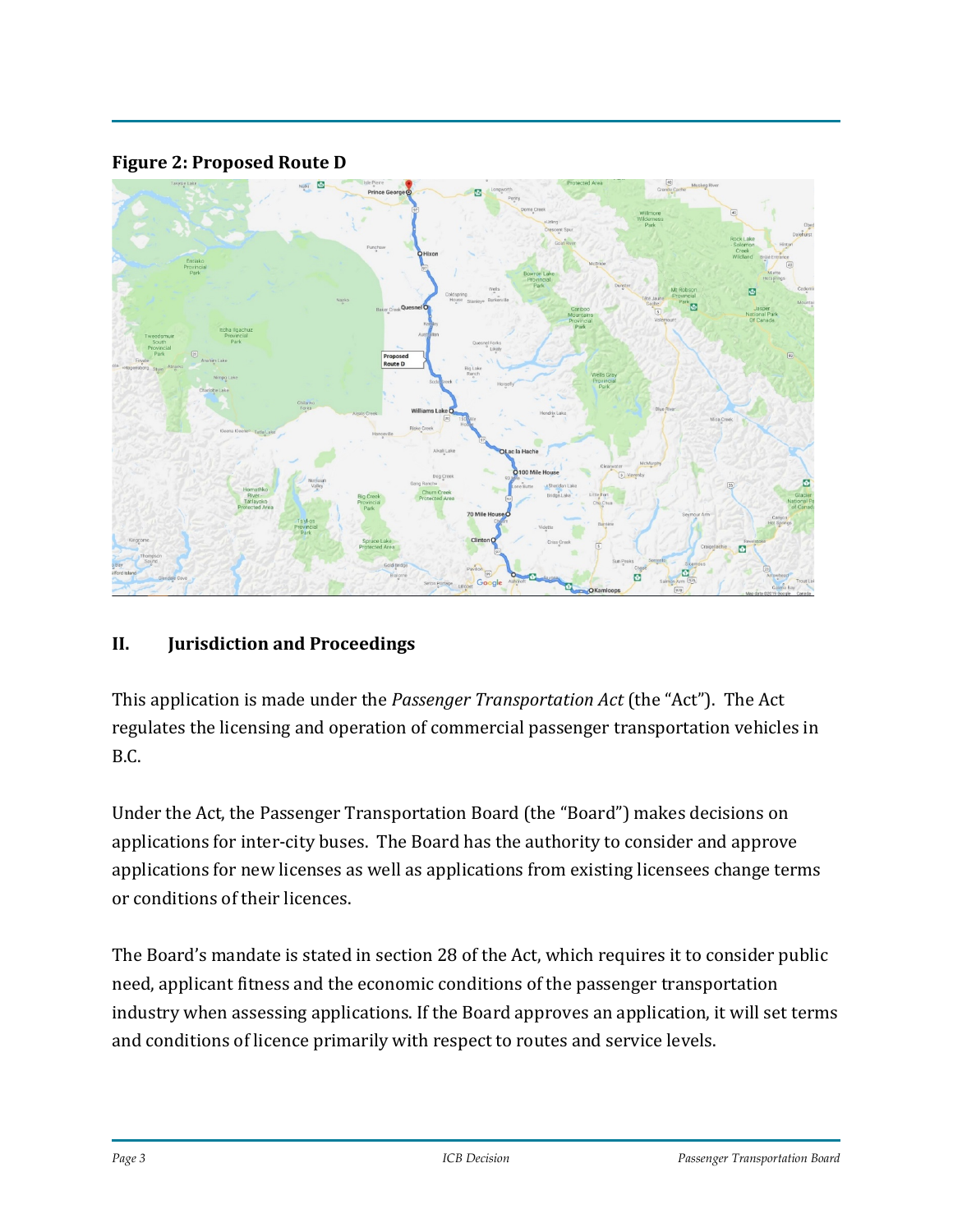**Figure 2: Proposed Route D**

## II. Jurisdiction and Proceedings

This application is made under the *Passenger Transportation Act* (the "Act"). The Act regulates the licensing and operation of commercial passenger transportation vehicles in B.C.

Under the Act, the Passenger Transportation Board (the "Board") makes decisions on applications for inter-city buses. The Board has the authority to consider and approve applications for new licenses as well as applications from existing licensees change terms or conditions of their licences.

The Board's mandate is stated in section 28 of the Act, which requires it to consider public need, applicant fitness and the economic conditions of the passenger transportation industry when assessing applications. If the Board approves an application, it will set terms and conditions of licence primarily with respect to routes and service levels.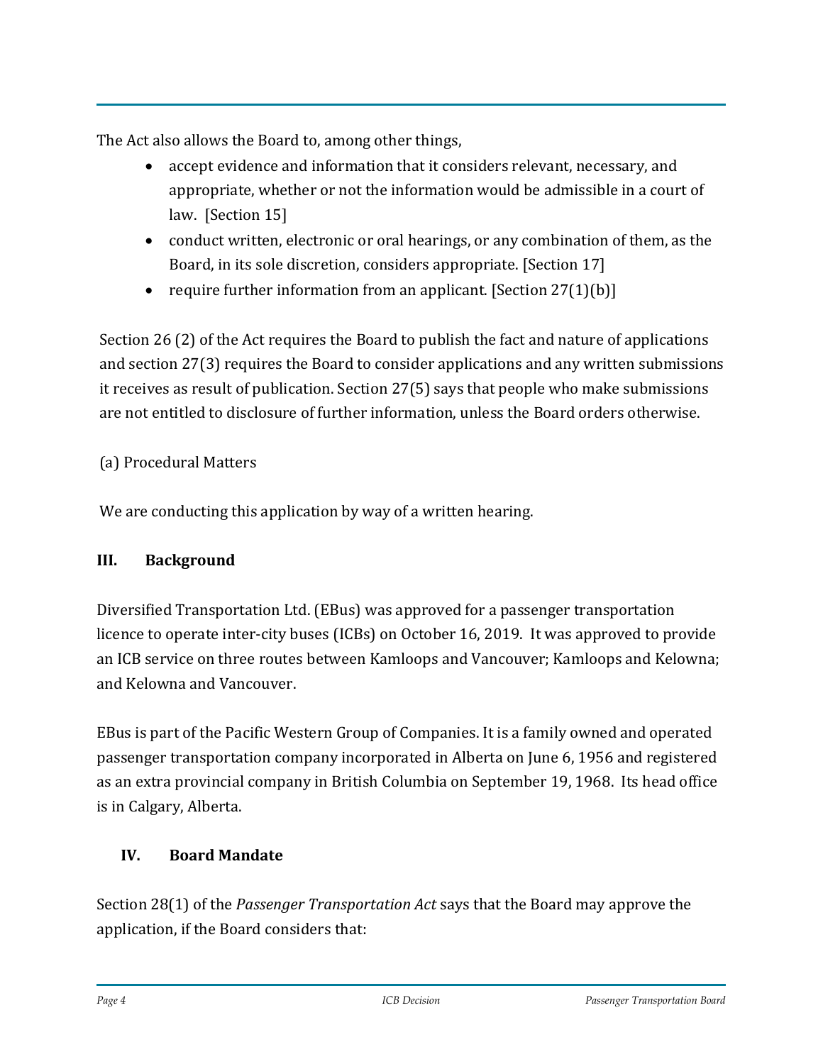The Act also allows the Board to, among other things,

- accept evidence and information that it considers relevant, necessary, and appropriate, whether or not the information would be admissible in a court of law. [Section 15]
- conduct written, electronic or oral hearings, or any combination of them, as the Board, in its sole discretion, considers appropriate. [Section 17]
- require further information from an applicant. [Section 27(1)(b)]

Section 26 (2) of the Act requires the Board to publish the fact and nature of applications and section 27(3) requires the Board to consider applications and any written submissions it receives as result of publication. Section 27(5) says that people who make submissions are not entitled to disclosure of further information, unless the Board orders otherwise.

(a) Procedural Matters

We are conducting this application by way of a written hearing.

## III. Background

Diversified Transportation Ltd. (EBus) was approved for a passenger transportation licence to operate inter-city buses (ICBs) on October 16, 2019. It was approved to provide an ICB service on three routes between Kamloops and Vancouver; Kamloops and Kelowna; and Kelowna and Vancouver.

EBus is part of the Pacific Western Group of Companies. It is a family owned and operated passenger transportation company incorporated in Alberta on June 6, 1956 and registered as an extra provincial company in British Columbia on September 19, 1968. Its head office is in Calgary, Alberta.

## IV. Board Mandate

Section 28(1) of the *Passenger Transportation Act* says that the Board may approve the application, if the Board considers that: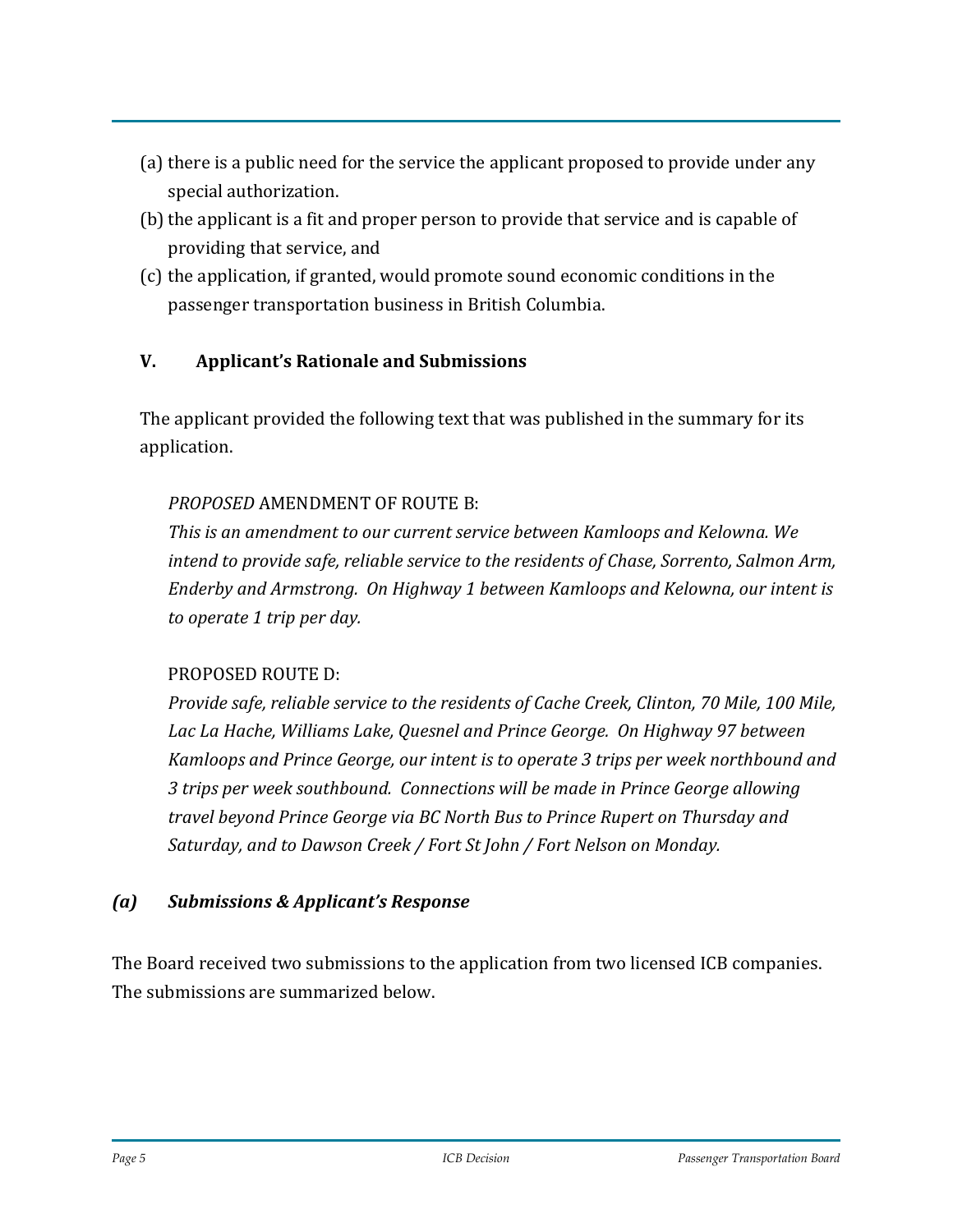(a) there is a public need for the service the applicant proposed to provide under any special authorization.

(b) the applicant is a fit and proper person to provide that service and is capable of providing that service, and

(c) the application, if granted, would promote sound economic conditions in the passenger transportation business in British Columbia.

## V. Applicant's Rationale and Submissions

The applicant provided the following text that was published in the summary for its application.

> *PROPOSED* AMENDMENT OF ROUTE B:
> *This is an amendment to our current service between Kamloops and Kelowna. We intend to provide safe, reliable service to the residents of Chase, Sorrento, Salmon Arm, Enderby and Armstrong. On Highway 1 between Kamloops and Kelowna, our intent is to operate 1 trip per day.*
>
> PROPOSED ROUTE D:
> *Provide safe, reliable service to the residents of Cache Creek, Clinton, 70 Mile, 100 Mile, Lac La Hache, Williams Lake, Quesnel and Prince George. On Highway 97 between Kamloops and Prince George, our intent is to operate 3 trips per week northbound and 3 trips per week southbound. Connections will be made in Prince George allowing travel beyond Prince George via BC North Bus to Prince Rupert on Thursday and Saturday, and to Dawson Creek / Fort St John / Fort Nelson on Monday.*

### *(a) Submissions & Applicant's Response*

The Board received two submissions to the application from two licensed ICB companies. The submissions are summarized below.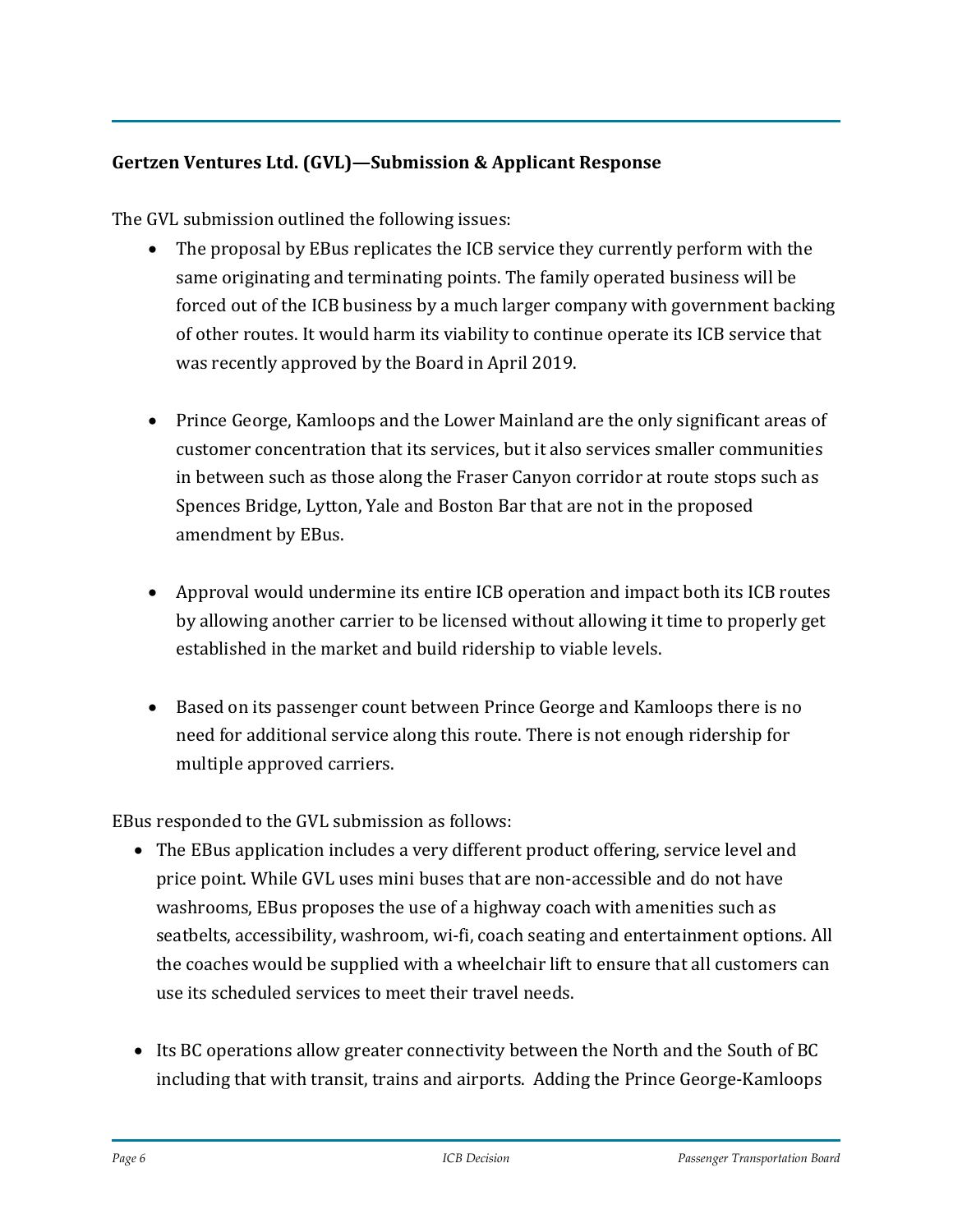**Gertzen Ventures Ltd. (GVL)—Submission & Applicant Response**

The GVL submission outlined the following issues:

- The proposal by EBus replicates the ICB service they currently perform with the same originating and terminating points. The family operated business will be forced out of the ICB business by a much larger company with government backing of other routes. It would harm its viability to continue operate its ICB service that was recently approved by the Board in April 2019.

- Prince George, Kamloops and the Lower Mainland are the only significant areas of customer concentration that its services, but it also services smaller communities in between such as those along the Fraser Canyon corridor at route stops such as Spences Bridge, Lytton, Yale and Boston Bar that are not in the proposed amendment by EBus.

- Approval would undermine its entire ICB operation and impact both its ICB routes by allowing another carrier to be licensed without allowing it time to properly get established in the market and build ridership to viable levels.

- Based on its passenger count between Prince George and Kamloops there is no need for additional service along this route. There is not enough ridership for multiple approved carriers.

EBus responded to the GVL submission as follows:

- The EBus application includes a very different product offering, service level and price point. While GVL uses mini buses that are non-accessible and do not have washrooms, EBus proposes the use of a highway coach with amenities such as seatbelts, accessibility, washroom, wi-fi, coach seating and entertainment options. All the coaches would be supplied with a wheelchair lift to ensure that all customers can use its scheduled services to meet their travel needs.

- Its BC operations allow greater connectivity between the North and the South of BC including that with transit, trains and airports. Adding the Prince George-Kamloops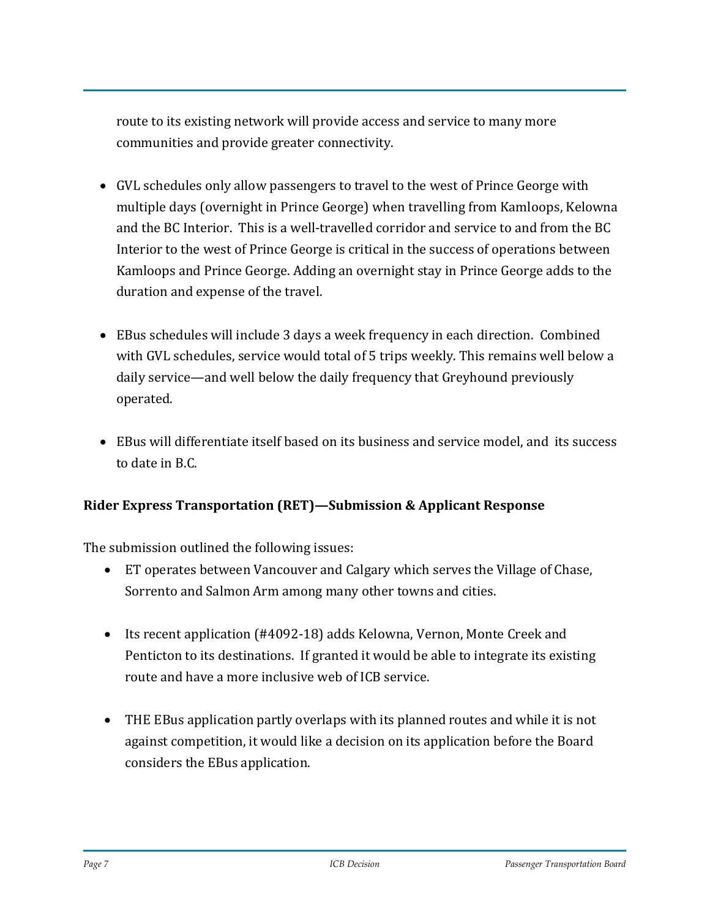route to its existing network will provide access and service to many more communities and provide greater connectivity.

- GVL schedules only allow passengers to travel to the west of Prince George with multiple days (overnight in Prince George) when travelling from Kamloops, Kelowna and the BC Interior. This is a well-travelled corridor and service to and from the BC Interior to the west of Prince George is critical in the success of operations between Kamloops and Prince George. Adding an overnight stay in Prince George adds to the duration and expense of the travel.

- EBus schedules will include 3 days a week frequency in each direction. Combined with GVL schedules, service would total of 5 trips weekly. This remains well below a daily service—and well below the daily frequency that Greyhound previously operated.

- EBus will differentiate itself based on its business and service model, and its success to date in B.C.

**Rider Express Transportation (RET)—Submission & Applicant Response**

The submission outlined the following issues:

- ET operates between Vancouver and Calgary which serves the Village of Chase, Sorrento and Salmon Arm among many other towns and cities.

- Its recent application (#4092-18) adds Kelowna, Vernon, Monte Creek and Penticton to its destinations. If granted it would be able to integrate its existing route and have a more inclusive web of ICB service.

- THE EBus application partly overlaps with its planned routes and while it is not against competition, it would like a decision on its application before the Board considers the EBus application.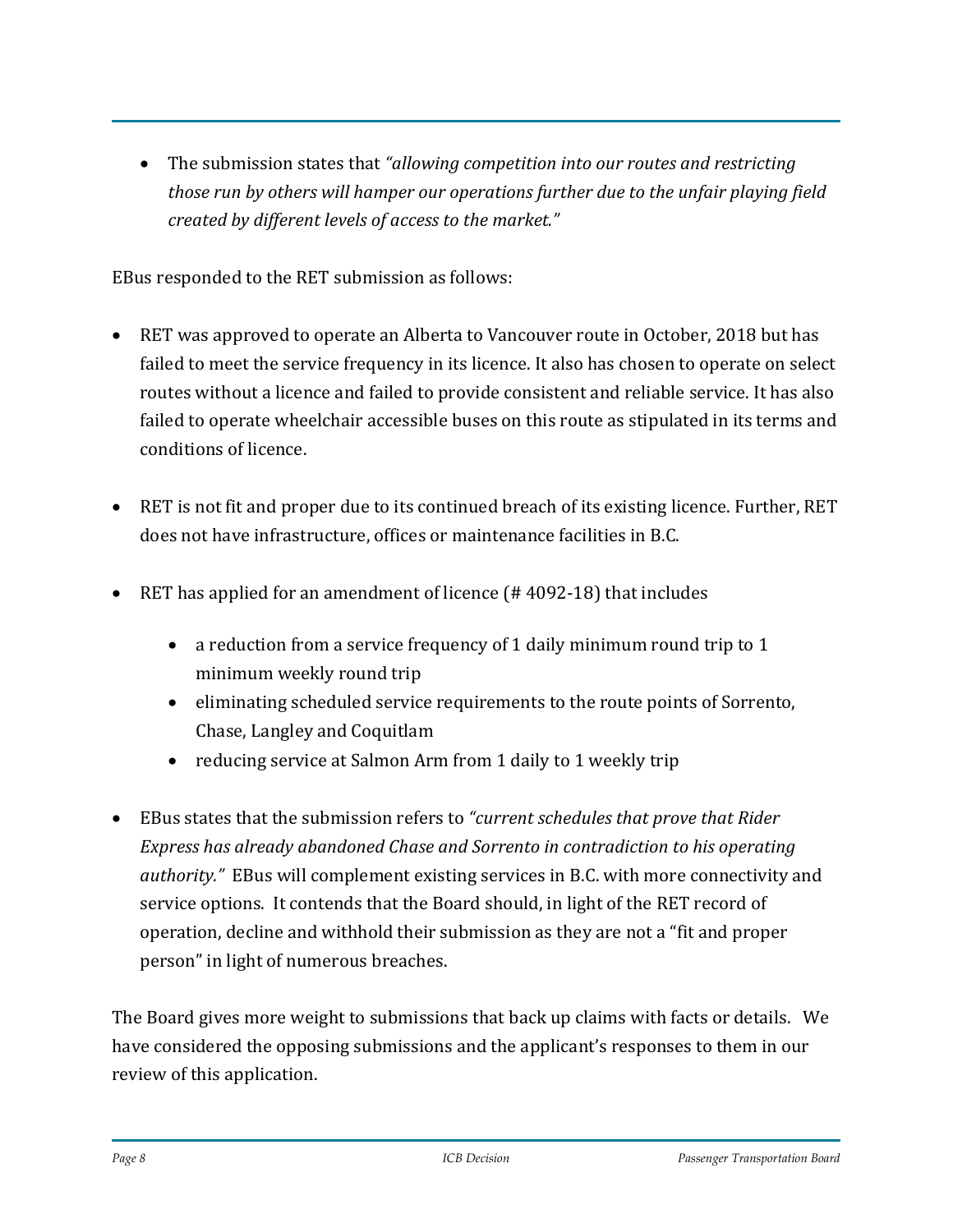- The submission states that *"allowing competition into our routes and restricting those run by others will hamper our operations further due to the unfair playing field created by different levels of access to the market."*

EBus responded to the RET submission as follows:

- RET was approved to operate an Alberta to Vancouver route in October, 2018 but has failed to meet the service frequency in its licence. It also has chosen to operate on select routes without a licence and failed to provide consistent and reliable service. It has also failed to operate wheelchair accessible buses on this route as stipulated in its terms and conditions of licence.
- RET is not fit and proper due to its continued breach of its existing licence. Further, RET does not have infrastructure, offices or maintenance facilities in B.C.
- RET has applied for an amendment of licence (# 4092-18) that includes
  - a reduction from a service frequency of 1 daily minimum round trip to 1 minimum weekly round trip
  - eliminating scheduled service requirements to the route points of Sorrento, Chase, Langley and Coquitlam
  - reducing service at Salmon Arm from 1 daily to 1 weekly trip
- EBus states that the submission refers to *"current schedules that prove that Rider Express has already abandoned Chase and Sorrento in contradiction to his operating authority."* EBus will complement existing services in B.C. with more connectivity and service options. It contends that the Board should, in light of the RET record of operation, decline and withhold their submission as they are not a "fit and proper person" in light of numerous breaches.

The Board gives more weight to submissions that back up claims with facts or details. We have considered the opposing submissions and the applicant's responses to them in our review of this application.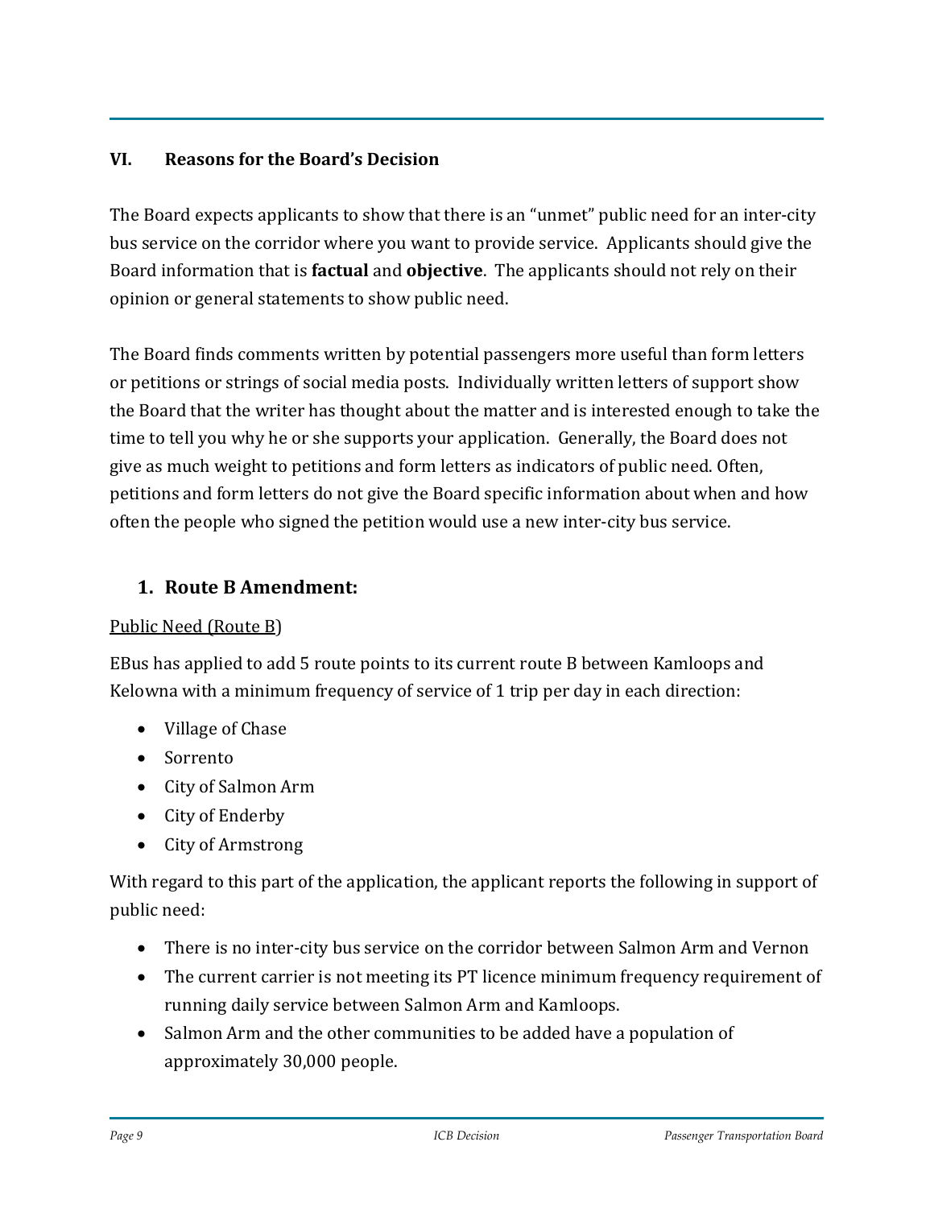## VI. Reasons for the Board's Decision

The Board expects applicants to show that there is an "unmet" public need for an inter-city bus service on the corridor where you want to provide service. Applicants should give the Board information that is **factual** and **objective**. The applicants should not rely on their opinion or general statements to show public need.

The Board finds comments written by potential passengers more useful than form letters or petitions or strings of social media posts. Individually written letters of support show the Board that the writer has thought about the matter and is interested enough to take the time to tell you why he or she supports your application. Generally, the Board does not give as much weight to petitions and form letters as indicators of public need. Often, petitions and form letters do not give the Board specific information about when and how often the people who signed the petition would use a new inter-city bus service.

### 1. Route B Amendment:

Public Need (Route B)

EBus has applied to add 5 route points to its current route B between Kamloops and Kelowna with a minimum frequency of service of 1 trip per day in each direction:

- Village of Chase
- Sorrento
- City of Salmon Arm
- City of Enderby
- City of Armstrong

With regard to this part of the application, the applicant reports the following in support of public need:

- There is no inter-city bus service on the corridor between Salmon Arm and Vernon
- The current carrier is not meeting its PT licence minimum frequency requirement of running daily service between Salmon Arm and Kamloops.
- Salmon Arm and the other communities to be added have a population of approximately 30,000 people.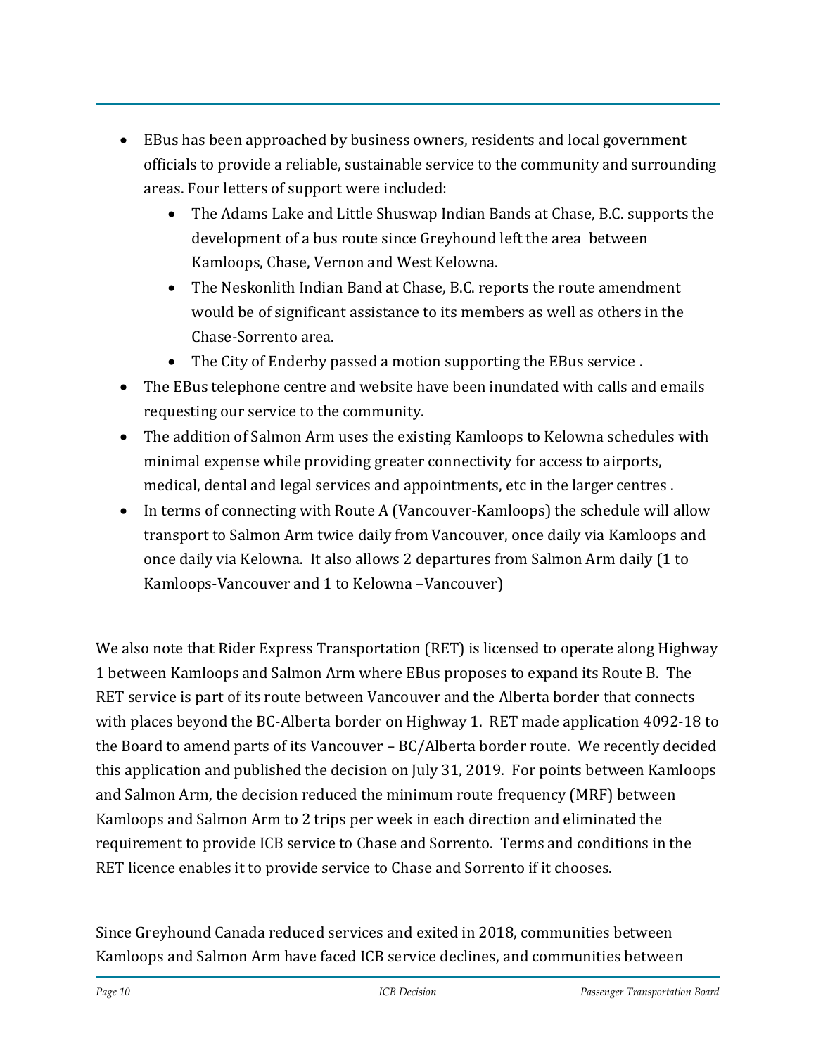- EBus has been approached by business owners, residents and local government officials to provide a reliable, sustainable service to the community and surrounding areas. Four letters of support were included:
    - The Adams Lake and Little Shuswap Indian Bands at Chase, B.C. supports the development of a bus route since Greyhound left the area between Kamloops, Chase, Vernon and West Kelowna.
    - The Neskonlith Indian Band at Chase, B.C. reports the route amendment would be of significant assistance to its members as well as others in the Chase-Sorrento area.
    - The City of Enderby passed a motion supporting the EBus service .
- The EBus telephone centre and website have been inundated with calls and emails requesting our service to the community.
- The addition of Salmon Arm uses the existing Kamloops to Kelowna schedules with minimal expense while providing greater connectivity for access to airports, medical, dental and legal services and appointments, etc in the larger centres .
- In terms of connecting with Route A (Vancouver-Kamloops) the schedule will allow transport to Salmon Arm twice daily from Vancouver, once daily via Kamloops and once daily via Kelowna. It also allows 2 departures from Salmon Arm daily (1 to Kamloops-Vancouver and 1 to Kelowna –Vancouver)

We also note that Rider Express Transportation (RET) is licensed to operate along Highway 1 between Kamloops and Salmon Arm where EBus proposes to expand its Route B. The RET service is part of its route between Vancouver and the Alberta border that connects with places beyond the BC-Alberta border on Highway 1. RET made application 4092-18 to the Board to amend parts of its Vancouver – BC/Alberta border route. We recently decided this application and published the decision on July 31, 2019. For points between Kamloops and Salmon Arm, the decision reduced the minimum route frequency (MRF) between Kamloops and Salmon Arm to 2 trips per week in each direction and eliminated the requirement to provide ICB service to Chase and Sorrento. Terms and conditions in the RET licence enables it to provide service to Chase and Sorrento if it chooses.

Since Greyhound Canada reduced services and exited in 2018, communities between Kamloops and Salmon Arm have faced ICB service declines, and communities between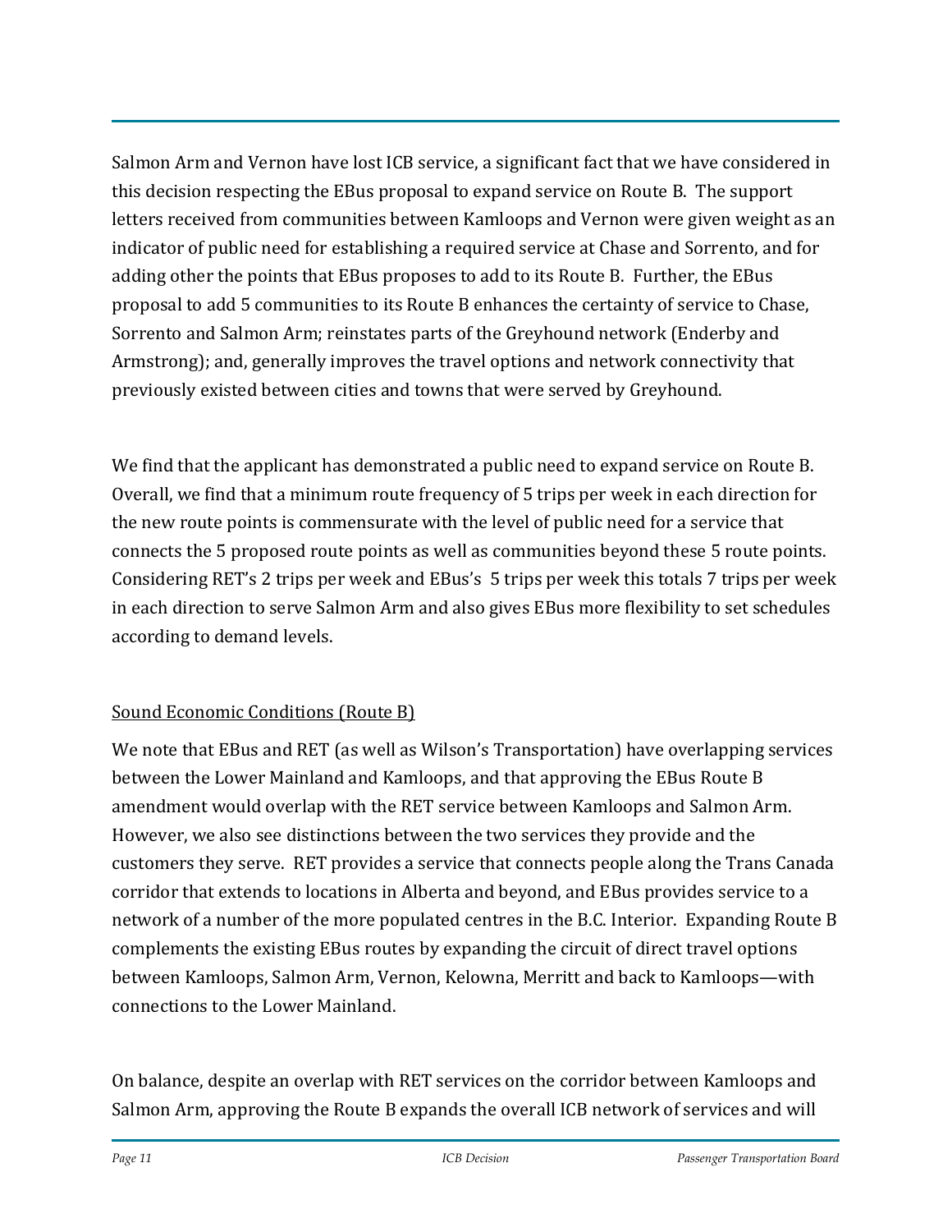Salmon Arm and Vernon have lost ICB service, a significant fact that we have considered in this decision respecting the EBus proposal to expand service on Route B. The support letters received from communities between Kamloops and Vernon were given weight as an indicator of public need for establishing a required service at Chase and Sorrento, and for adding other the points that EBus proposes to add to its Route B. Further, the EBus proposal to add 5 communities to its Route B enhances the certainty of service to Chase, Sorrento and Salmon Arm; reinstates parts of the Greyhound network (Enderby and Armstrong); and, generally improves the travel options and network connectivity that previously existed between cities and towns that were served by Greyhound.

We find that the applicant has demonstrated a public need to expand service on Route B. Overall, we find that a minimum route frequency of 5 trips per week in each direction for the new route points is commensurate with the level of public need for a service that connects the 5 proposed route points as well as communities beyond these 5 route points. Considering RET's 2 trips per week and EBus's 5 trips per week this totals 7 trips per week in each direction to serve Salmon Arm and also gives EBus more flexibility to set schedules according to demand levels.

Sound Economic Conditions (Route B)

We note that EBus and RET (as well as Wilson's Transportation) have overlapping services between the Lower Mainland and Kamloops, and that approving the EBus Route B amendment would overlap with the RET service between Kamloops and Salmon Arm. However, we also see distinctions between the two services they provide and the customers they serve. RET provides a service that connects people along the Trans Canada corridor that extends to locations in Alberta and beyond, and EBus provides service to a network of a number of the more populated centres in the B.C. Interior. Expanding Route B complements the existing EBus routes by expanding the circuit of direct travel options between Kamloops, Salmon Arm, Vernon, Kelowna, Merritt and back to Kamloops—with connections to the Lower Mainland.

On balance, despite an overlap with RET services on the corridor between Kamloops and Salmon Arm, approving the Route B expands the overall ICB network of services and will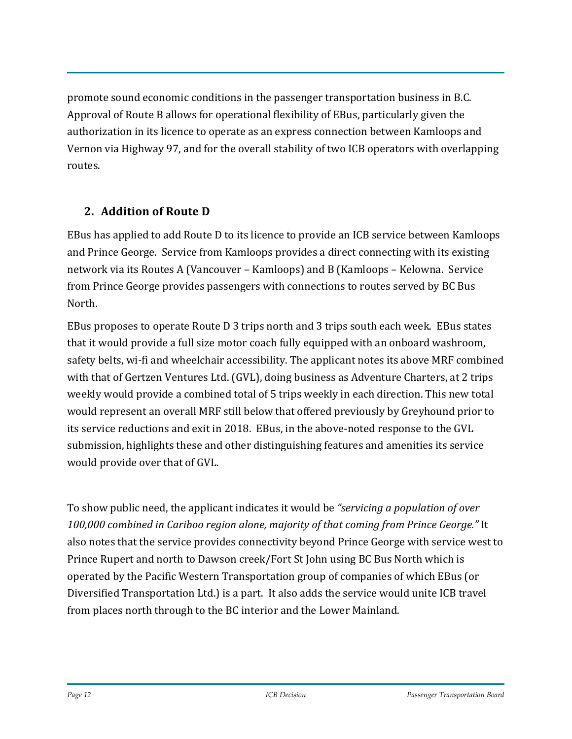promote sound economic conditions in the passenger transportation business in B.C. Approval of Route B allows for operational flexibility of EBus, particularly given the authorization in its licence to operate as an express connection between Kamloops and Vernon via Highway 97, and for the overall stability of two ICB operators with overlapping routes.

## 2. Addition of Route D

EBus has applied to add Route D to its licence to provide an ICB service between Kamloops and Prince George. Service from Kamloops provides a direct connecting with its existing network via its Routes A (Vancouver – Kamloops) and B (Kamloops – Kelowna. Service from Prince George provides passengers with connections to routes served by BC Bus North.

EBus proposes to operate Route D 3 trips north and 3 trips south each week. EBus states that it would provide a full size motor coach fully equipped with an onboard washroom, safety belts, wi-fi and wheelchair accessibility. The applicant notes its above MRF combined with that of Gertzen Ventures Ltd. (GVL), doing business as Adventure Charters, at 2 trips weekly would provide a combined total of 5 trips weekly in each direction. This new total would represent an overall MRF still below that offered previously by Greyhound prior to its service reductions and exit in 2018. EBus, in the above-noted response to the GVL submission, highlights these and other distinguishing features and amenities its service would provide over that of GVL.

To show public need, the applicant indicates it would be *"servicing a population of over 100,000 combined in Cariboo region alone, majority of that coming from Prince George."* It also notes that the service provides connectivity beyond Prince George with service west to Prince Rupert and north to Dawson creek/Fort St John using BC Bus North which is operated by the Pacific Western Transportation group of companies of which EBus (or Diversified Transportation Ltd.) is a part. It also adds the service would unite ICB travel from places north through to the BC interior and the Lower Mainland.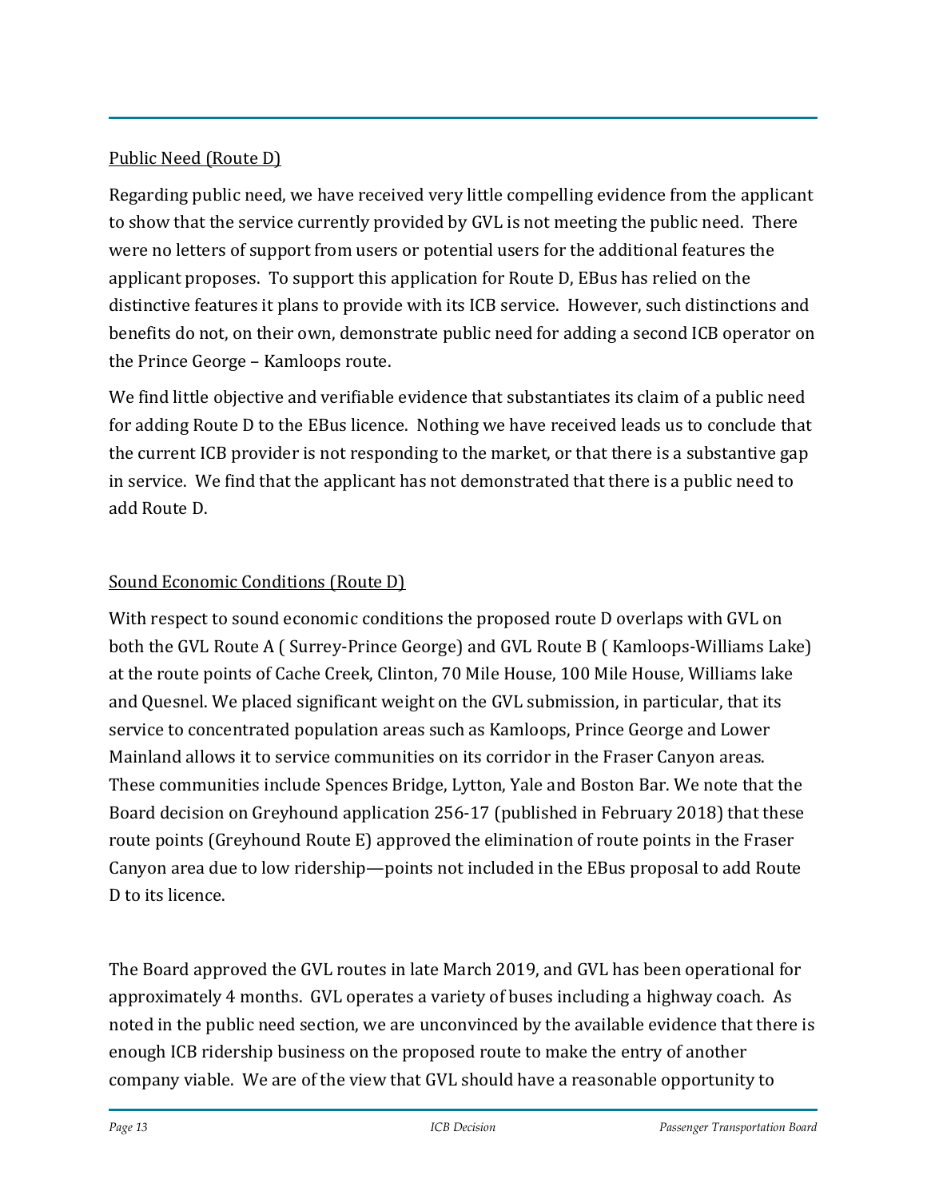<u>Public Need (Route D)</u>

Regarding public need, we have received very little compelling evidence from the applicant to show that the service currently provided by GVL is not meeting the public need. There were no letters of support from users or potential users for the additional features the applicant proposes. To support this application for Route D, EBus has relied on the distinctive features it plans to provide with its ICB service. However, such distinctions and benefits do not, on their own, demonstrate public need for adding a second ICB operator on the Prince George – Kamloops route.

We find little objective and verifiable evidence that substantiates its claim of a public need for adding Route D to the EBus licence. Nothing we have received leads us to conclude that the current ICB provider is not responding to the market, or that there is a substantive gap in service. We find that the applicant has not demonstrated that there is a public need to add Route D.

<u>Sound Economic Conditions (Route D)</u>

With respect to sound economic conditions the proposed route D overlaps with GVL on both the GVL Route A ( Surrey-Prince George) and GVL Route B ( Kamloops-Williams Lake) at the route points of Cache Creek, Clinton, 70 Mile House, 100 Mile House, Williams lake and Quesnel. We placed significant weight on the GVL submission, in particular, that its service to concentrated population areas such as Kamloops, Prince George and Lower Mainland allows it to service communities on its corridor in the Fraser Canyon areas. These communities include Spences Bridge, Lytton, Yale and Boston Bar. We note that the Board decision on Greyhound application 256-17 (published in February 2018) that these route points (Greyhound Route E) approved the elimination of route points in the Fraser Canyon area due to low ridership—points not included in the EBus proposal to add Route D to its licence.

The Board approved the GVL routes in late March 2019, and GVL has been operational for approximately 4 months. GVL operates a variety of buses including a highway coach. As noted in the public need section, we are unconvinced by the available evidence that there is enough ICB ridership business on the proposed route to make the entry of another company viable. We are of the view that GVL should have a reasonable opportunity to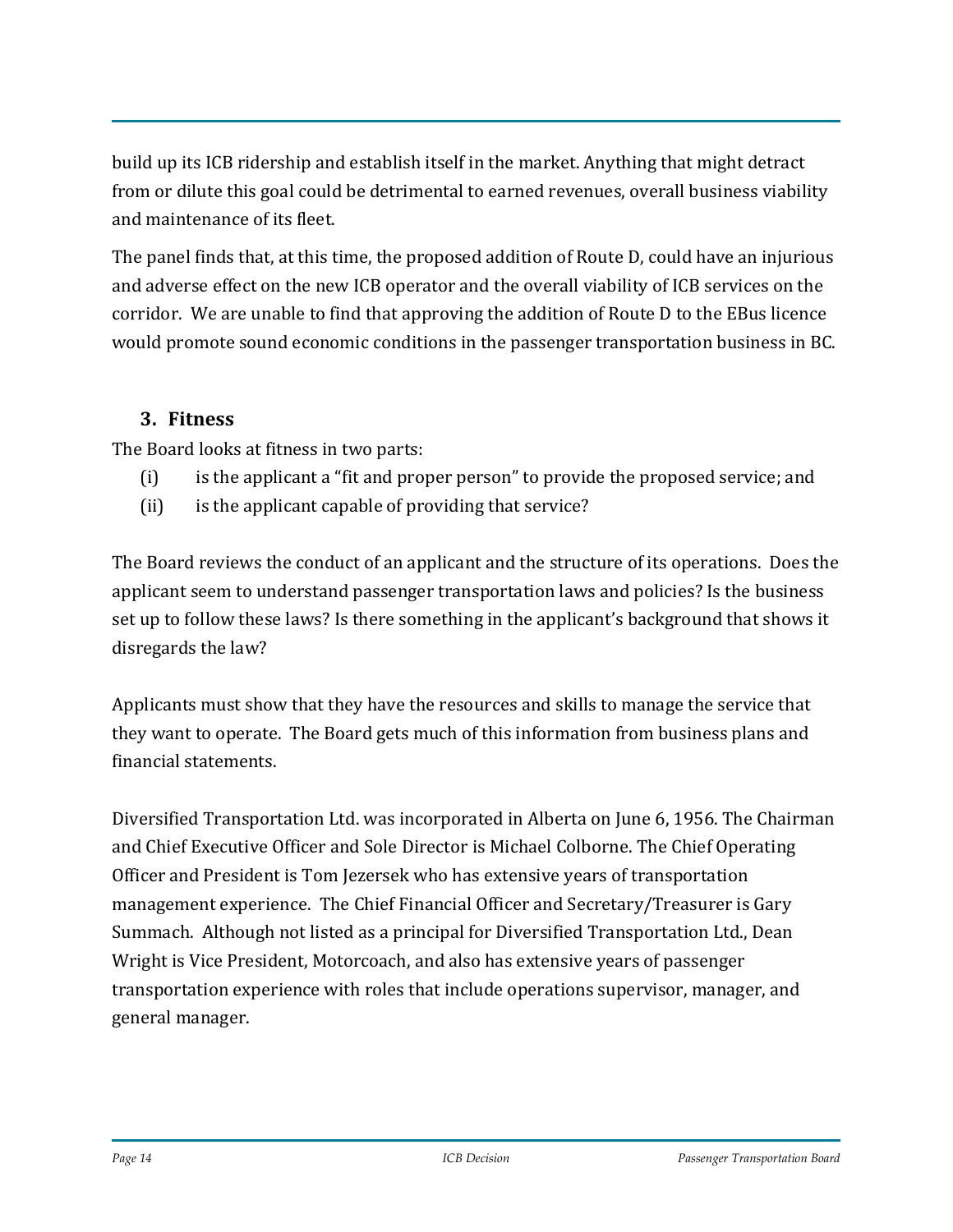build up its ICB ridership and establish itself in the market. Anything that might detract from or dilute this goal could be detrimental to earned revenues, overall business viability and maintenance of its fleet.

The panel finds that, at this time, the proposed addition of Route D, could have an injurious and adverse effect on the new ICB operator and the overall viability of ICB services on the corridor. We are unable to find that approving the addition of Route D to the EBus licence would promote sound economic conditions in the passenger transportation business in BC.

### 3. Fitness

The Board looks at fitness in two parts:

(i) is the applicant a "fit and proper person" to provide the proposed service; and
(ii) is the applicant capable of providing that service?

The Board reviews the conduct of an applicant and the structure of its operations. Does the applicant seem to understand passenger transportation laws and policies? Is the business set up to follow these laws? Is there something in the applicant's background that shows it disregards the law?

Applicants must show that they have the resources and skills to manage the service that they want to operate. The Board gets much of this information from business plans and financial statements.

Diversified Transportation Ltd. was incorporated in Alberta on June 6, 1956. The Chairman and Chief Executive Officer and Sole Director is Michael Colborne. The Chief Operating Officer and President is Tom Jezersek who has extensive years of transportation management experience. The Chief Financial Officer and Secretary/Treasurer is Gary Summach. Although not listed as a principal for Diversified Transportation Ltd., Dean Wright is Vice President, Motorcoach, and also has extensive years of passenger transportation experience with roles that include operations supervisor, manager, and general manager.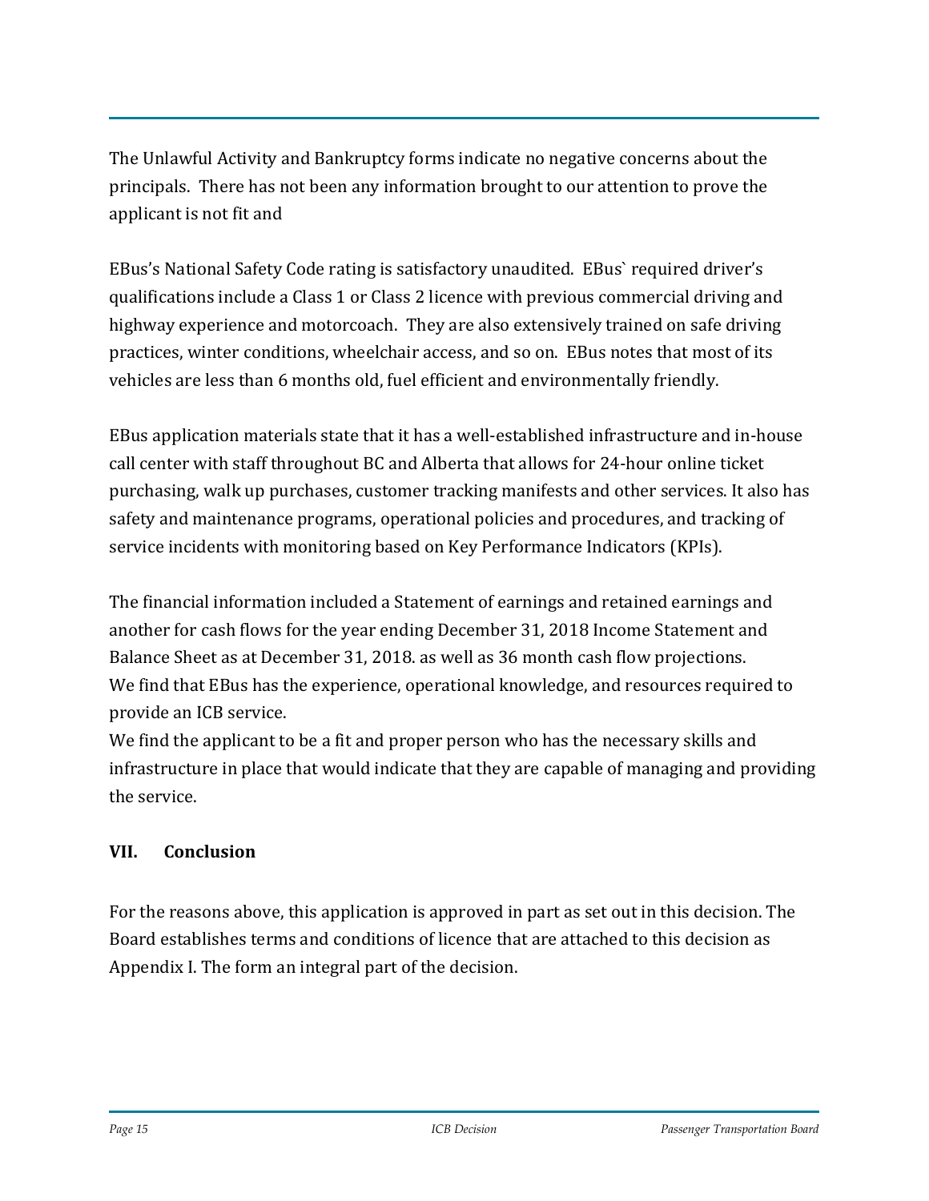The Unlawful Activity and Bankruptcy forms indicate no negative concerns about the principals. There has not been any information brought to our attention to prove the applicant is not fit and

EBus's National Safety Code rating is satisfactory unaudited. EBus` required driver's qualifications include a Class 1 or Class 2 licence with previous commercial driving and highway experience and motorcoach. They are also extensively trained on safe driving practices, winter conditions, wheelchair access, and so on. EBus notes that most of its vehicles are less than 6 months old, fuel efficient and environmentally friendly.

EBus application materials state that it has a well-established infrastructure and in-house call center with staff throughout BC and Alberta that allows for 24-hour online ticket purchasing, walk up purchases, customer tracking manifests and other services. It also has safety and maintenance programs, operational policies and procedures, and tracking of service incidents with monitoring based on Key Performance Indicators (KPIs).

The financial information included a Statement of earnings and retained earnings and another for cash flows for the year ending December 31, 2018 Income Statement and Balance Sheet as at December 31, 2018. as well as 36 month cash flow projections.
We find that EBus has the experience, operational knowledge, and resources required to provide an ICB service.
We find the applicant to be a fit and proper person who has the necessary skills and infrastructure in place that would indicate that they are capable of managing and providing the service.

## VII. Conclusion

For the reasons above, this application is approved in part as set out in this decision. The Board establishes terms and conditions of licence that are attached to this decision as Appendix I. The form an integral part of the decision.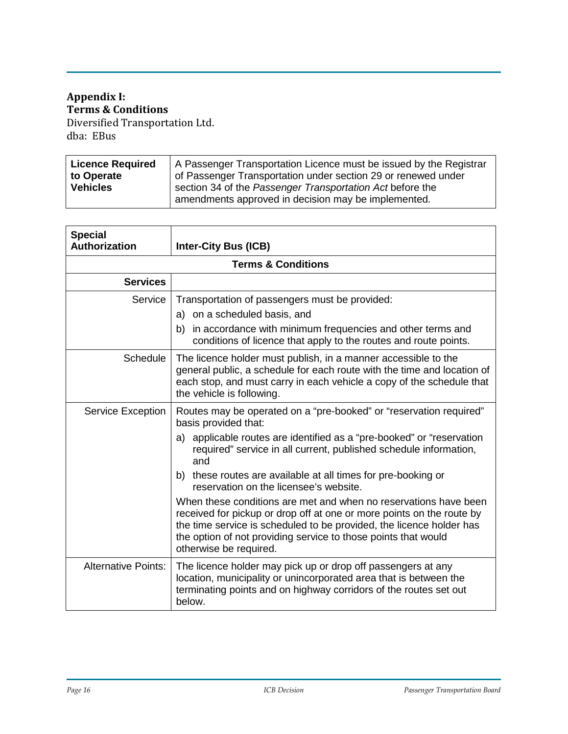## Appendix I:
## Terms & Conditions

Diversified Transportation Ltd.
dba: EBus

| **Licence Required to Operate Vehicles** | A Passenger Transportation Licence must be issued by the Registrar of Passenger Transportation under section 29 or renewed under section 34 of the *Passenger Transportation Act* before the amendments approved in decision may be implemented. |
|---|---|

| **Special Authorization** | **Inter-City Bus (ICB)** |
|---|---|
| **Terms & Conditions** | |
| **Services** | |
| Service | Transportation of passengers must be provided:<br>a) on a scheduled basis, and<br>b) in accordance with minimum frequencies and other terms and conditions of licence that apply to the routes and route points. |
| Schedule | The licence holder must publish, in a manner accessible to the general public, a schedule for each route with the time and location of each stop, and must carry in each vehicle a copy of the schedule that the vehicle is following. |
| Service Exception | Routes may be operated on a "pre-booked" or "reservation required" basis provided that:<br>a) applicable routes are identified as a "pre-booked" or "reservation required" service in all current, published schedule information, and<br>b) these routes are available at all times for pre-booking or reservation on the licensee's website.<br>When these conditions are met and when no reservations have been received for pickup or drop off at one or more points on the route by the time service is scheduled to be provided, the licence holder has the option of not providing service to those points that would otherwise be required. |
| Alternative Points: | The licence holder may pick up or drop off passengers at any location, municipality or unincorporated area that is between the terminating points and on highway corridors of the routes set out below. |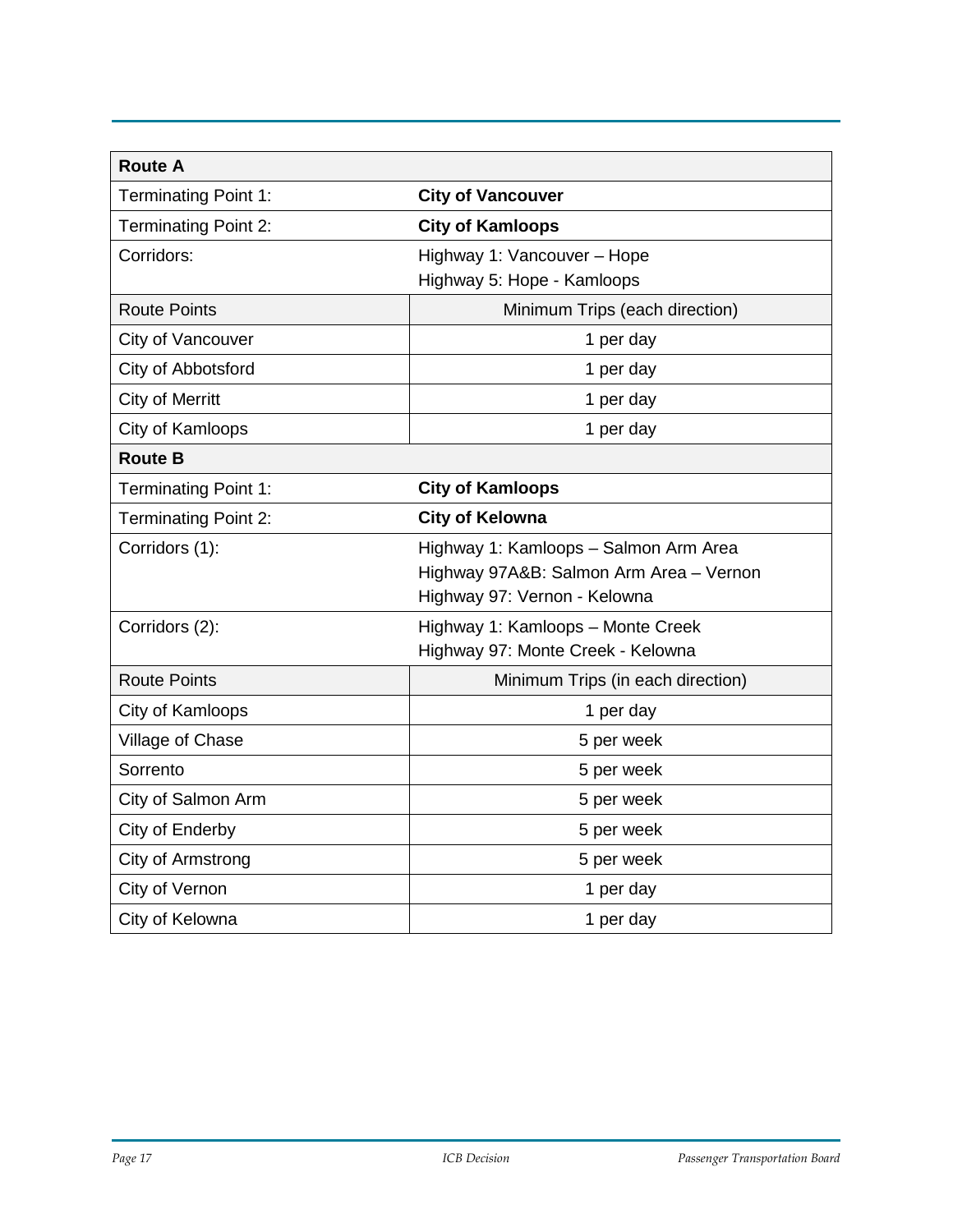| **Route A** | |
|---|---|
| Terminating Point 1: | **City of Vancouver** |
| Terminating Point 2: | **City of Kamloops** |
| Corridors: | Highway 1: Vancouver – Hope<br>Highway 5: Hope - Kamloops |
| Route Points | Minimum Trips (each direction) |
| City of Vancouver | 1 per day |
| City of Abbotsford | 1 per day |
| City of Merritt | 1 per day |
| City of Kamloops | 1 per day |
| **Route B** | |
| Terminating Point 1: | **City of Kamloops** |
| Terminating Point 2: | **City of Kelowna** |
| Corridors (1): | Highway 1: Kamloops – Salmon Arm Area<br>Highway 97A&B: Salmon Arm Area – Vernon<br>Highway 97: Vernon - Kelowna |
| Corridors (2): | Highway 1: Kamloops – Monte Creek<br>Highway 97: Monte Creek - Kelowna |
| Route Points | Minimum Trips (in each direction) |
| City of Kamloops | 1 per day |
| Village of Chase | 5 per week |
| Sorrento | 5 per week |
| City of Salmon Arm | 5 per week |
| City of Enderby | 5 per week |
| City of Armstrong | 5 per week |
| City of Vernon | 1 per day |
| City of Kelowna | 1 per day |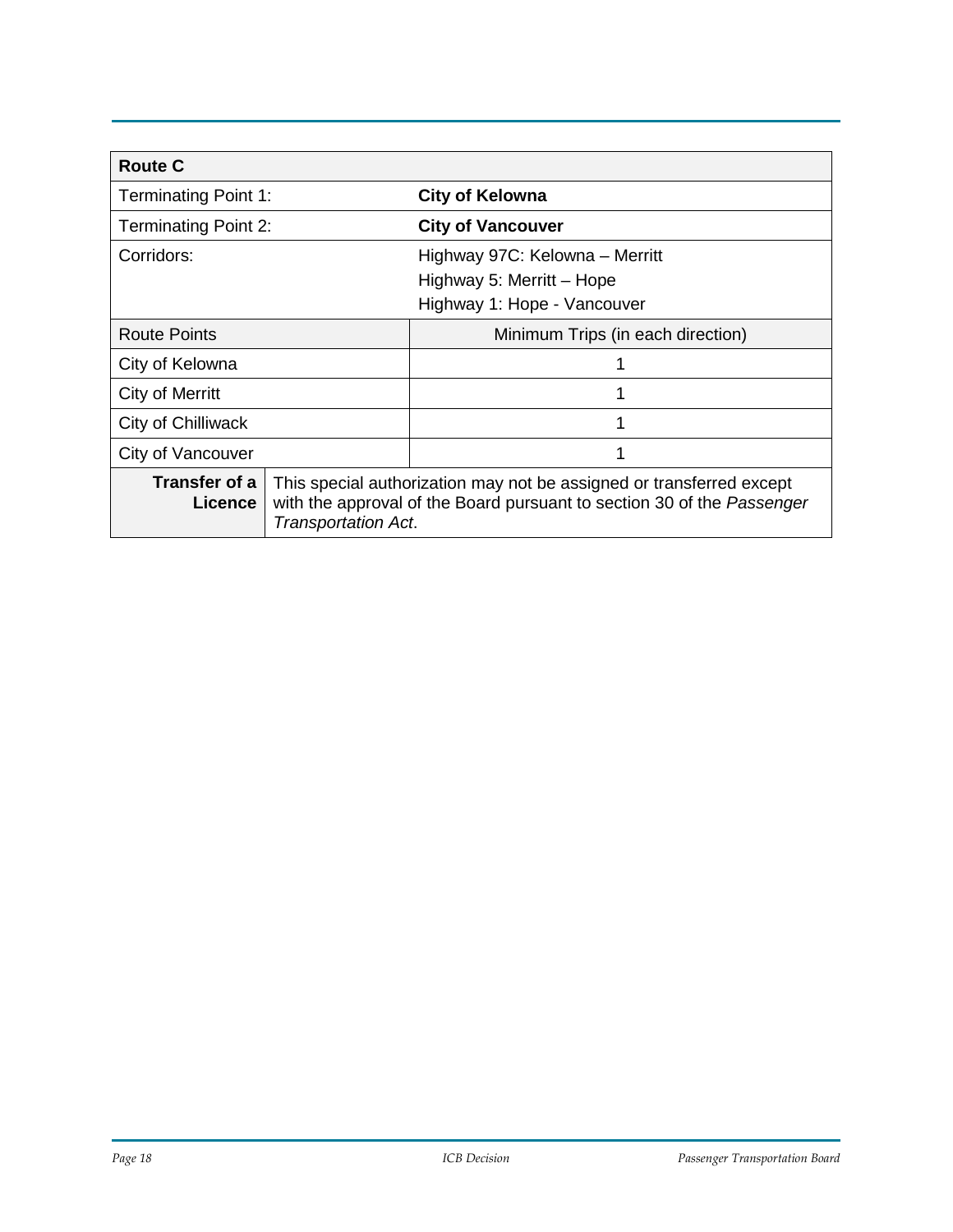| Route C | |
|---|---|
| Terminating Point 1: | **City of Kelowna** |
| Terminating Point 2: | **City of Vancouver** |
| Corridors: | Highway 97C: Kelowna – Merritt<br>Highway 5: Merritt – Hope<br>Highway 1: Hope - Vancouver |
| Route Points | Minimum Trips (in each direction) |
| City of Kelowna | 1 |
| City of Merritt | 1 |
| City of Chilliwack | 1 |
| City of Vancouver | 1 |
| **Transfer of a Licence** | This special authorization may not be assigned or transferred except with the approval of the Board pursuant to section 30 of the *Passenger Transportation Act*. |